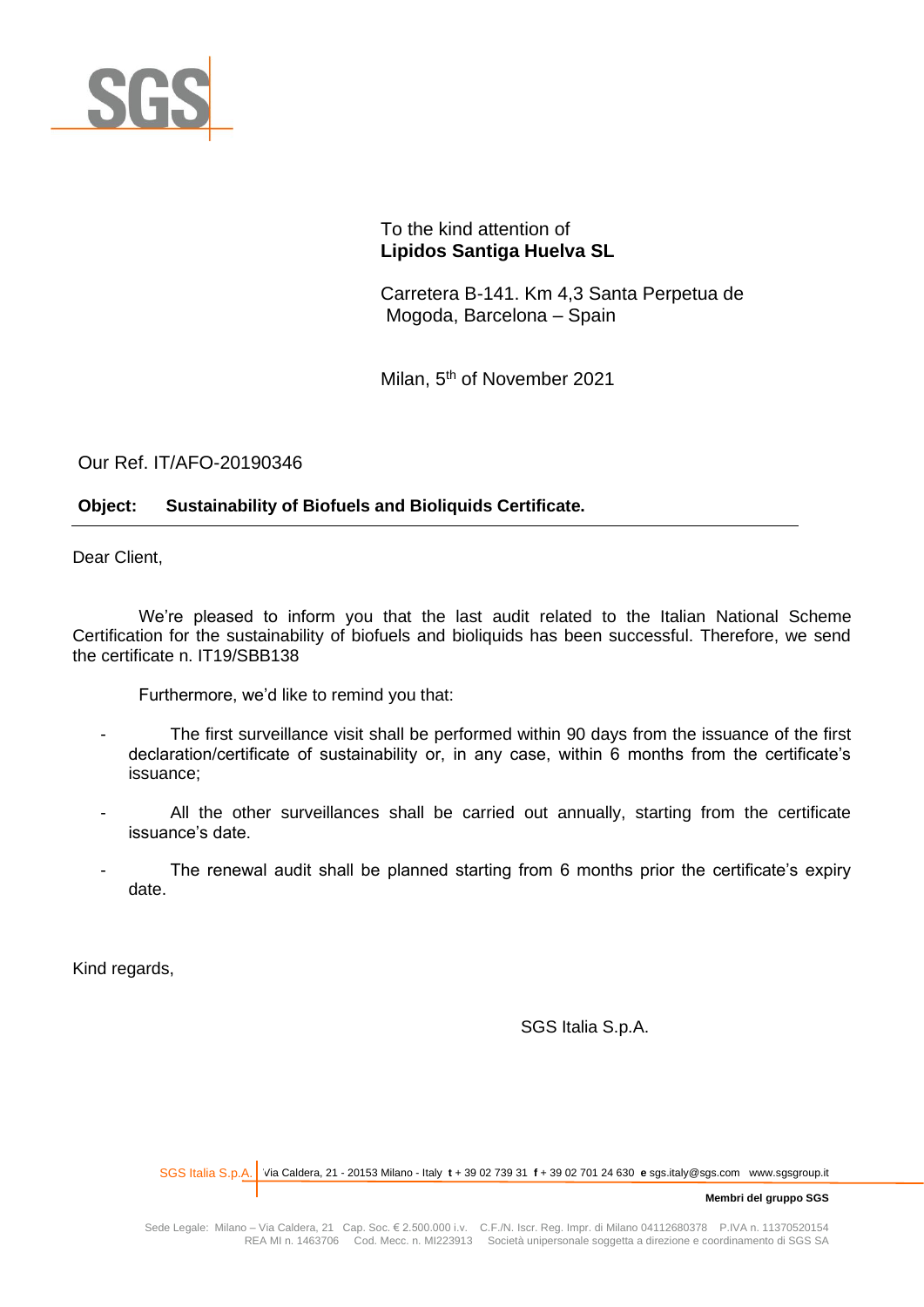To the kind attention of
**Lipidos Santiga Huelva SL**

Carretera B-141. Km 4,3 Santa Perpetua de Mogoda, Barcelona – Spain

Milan, 5th of November 2021

Our Ref. IT/AFO-20190346

**Object: Sustainability of Biofuels and Bioliquids Certificate.**

Dear Client,

We're pleased to inform you that the last audit related to the Italian National Scheme Certification for the sustainability of biofuels and bioliquids has been successful. Therefore, we send the certificate n. IT19/SBB138

Furthermore, we'd like to remind you that:

- The first surveillance visit shall be performed within 90 days from the issuance of the first declaration/certificate of sustainability or, in any case, within 6 months from the certificate's issuance;
- All the other surveillances shall be carried out annually, starting from the certificate issuance's date.
- The renewal audit shall be planned starting from 6 months prior the certificate's expiry date.

Kind regards,

SGS Italia S.p.A.

SGS Italia S.p.A. Via Caldera, 21 - 20153 Milano - Italy **t** + 39 02 739 31 **f** + 39 02 701 24 630 **e** sgs.italy@sgs.com www.sgsgroup.it

**Membri del gruppo SGS**

Sede Legale: Milano – Via Caldera, 21 Cap. Soc. € 2.500.000 i.v. C.F./N. Iscr. Reg. Impr. di Milano 04112680378 P.IVA n. 11370520154 REA MI n. 1463706 Cod. Mecc. n. MI223913 Società unipersonale soggetta a direzione e coordinamento di SGS SA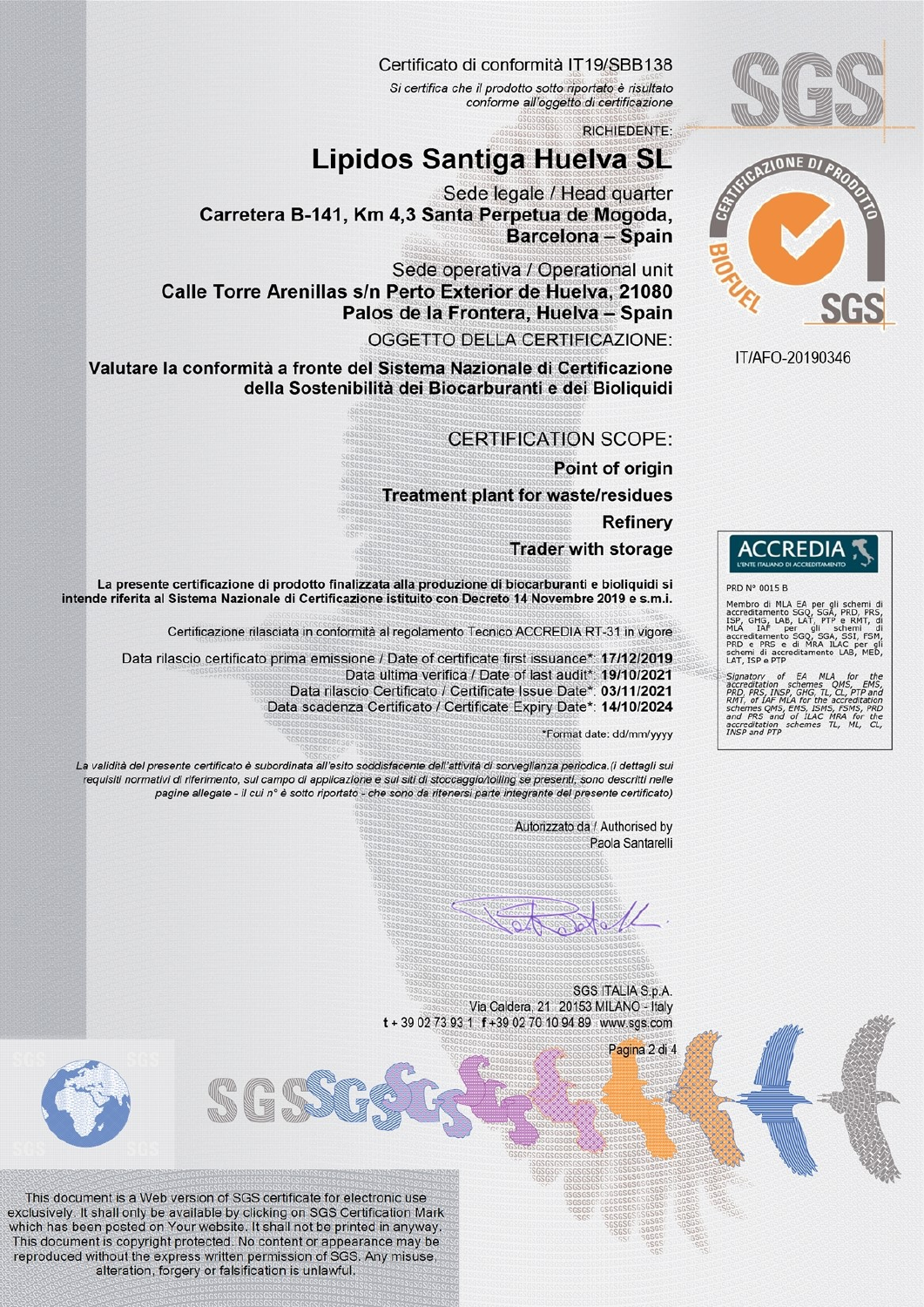Certificato di conformità IT19/SBB138

*Si certifica che il prodotto sotto riportato è risultato conforme all'oggetto di certificazione*

RICHIEDENTE:

# Lipidos Santiga Huelva SL

Sede legale / Head quarter

**Carretera B-141, Km 4,3 Santa Perpetua de Mogoda, Barcelona – Spain**

Sede operativa / Operational unit

**Calle Torre Arenillas s/n Perto Exterior de Huelva, 21080 Palos de la Frontera, Huelva – Spain**

OGGETTO DELLA CERTIFICAZIONE:

**Valutare la conformità a fronte del Sistema Nazionale di Certificazione della Sostenibilità dei Biocarburanti e dei Bioliquidi**

IT/AFO-20190346

CERTIFICATION SCOPE:

**Point of origin**

**Treatment plant for waste/residues**

**Refinery**

**Trader with storage**

**La presente certificazione di prodotto finalizzata alla produzione di biocarburanti e bioliquidi si intende riferita al Sistema Nazionale di Certificazione istituito con Decreto 14 Novembre 2019 e s.m.i.**

Certificazione rilasciata in conformità al regolamento Tecnico ACCREDIA RT-31 in vigore

Data rilascio certificato prima emissione / Date of certificate first issuance*: **17/12/2019**

Data ultima verifica / Date of last audit*: **19/10/2021**

Data rilascio Certificato / Certificate Issue Date*: **03/11/2021**

Data scadenza Certificato / Certificate Expiry Date*: **14/10/2024**

*Format date: dd/mm/yyyy

ACCREDIA – L'ENTE ITALIANO DI ACCREDITAMENTO

PRD N° 0015 B

Membro di MLA EA per gli schemi di accreditamento SGQ, SGA, PRD, PRS, ISP, GHG, LAB, LAT, PTP e RMT, di MLA IAF per gli schemi di accreditamento SGQ, SGA, SSI, FSM, PRD e PRS e di MRA ILAC per gli schemi di accreditamento LAB, MED, LAT, ISP e PTP

Signatory of EA MLA for the accreditation schemes QMS, EMS, PRD, PRS, INSP, GHG, TL, CL, PTP and RMT, of IAF MLA for the accreditation schemes QMS, EMS, ISMS, FSMS, PRD and PRS and of ILAC MRA for the accreditation schemes TL, ML, CL, INSP and PTP

*La validità del presente certificato è subordinata all'esito soddisfacente dell'attività di sorveglianza periodica.(i dettagli sui requisiti normativi di riferimento, sul campo di applicazione e sui siti di stoccaggio/tolling se presenti, sono descritti nelle pagine allegate - il cui n° è sotto riportato - che sono da ritenersi parte integrante del presente certificato)*

Autorizzato da / Authorised by

Paola Santarelli

SGS ITALIA S.p.A.

Via Caldera, 21 20153 MILANO - Italy

t + 39 02 73 93 1 f +39 02 70 10 94 89 www.sgs.com

This document is a Web version of SGS certificate for electronic use exclusively. It shall only be available by clicking on SGS Certification Mark which has been posted on Your website. It shall not be printed in anyway. This document is copyright protected. No content or appearance may be reproduced without the express written permission of SGS. Any misuse, alteration, forgery or falsification is unlawful.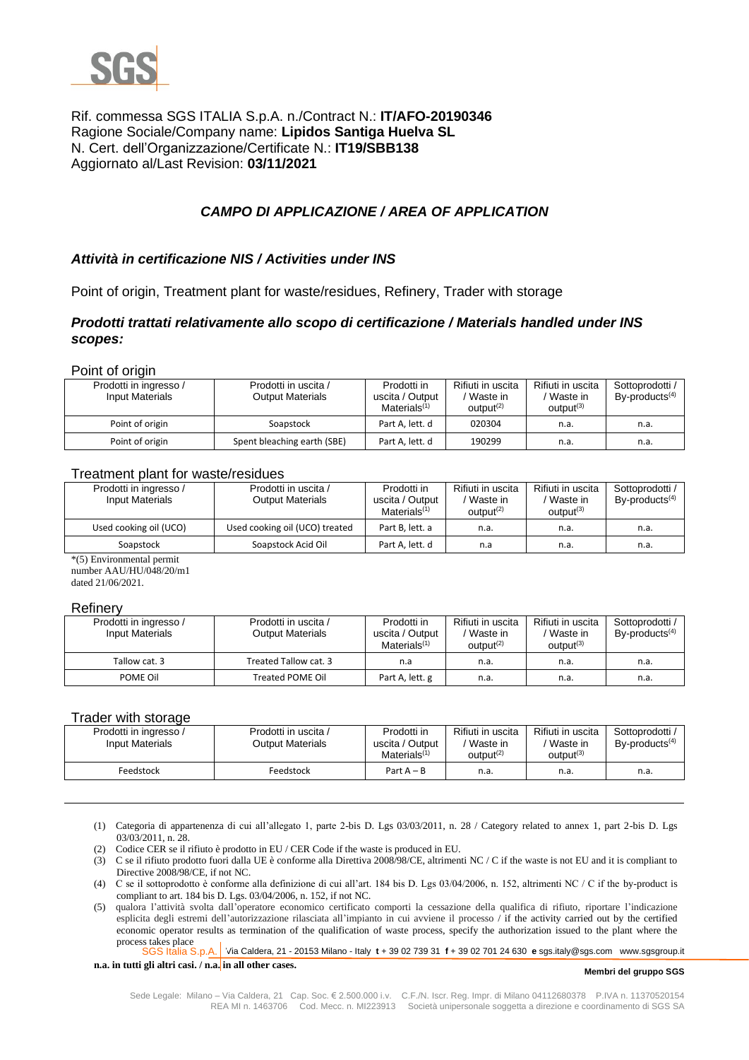Rif. commessa SGS ITALIA S.p.A. n./Contract N.: **IT/AFO-20190346**
Ragione Sociale/Company name: **Lipidos Santiga Huelva SL**
N. Cert. dell'Organizzazione/Certificate N.: **IT19/SBB138**
Aggiornato al/Last Revision: **03/11/2021**

## *CAMPO DI APPLICAZIONE / AREA OF APPLICATION*

### *Attività in certificazione NIS / Activities under INS*

Point of origin, Treatment plant for waste/residues, Refinery, Trader with storage

### *Prodotti trattati relativamente allo scopo di certificazione / Materials handled under INS scopes:*

Point of origin

| Prodotti in ingresso / Input Materials | Prodotti in uscita / Output Materials | Prodotti in uscita / Output Materials[(1)] | Rifiuti in uscita / Waste in output[(2)] | Rifiuti in uscita / Waste in output[(3)] | Sottoprodotti / By-products[(4)] |
|---|---|---|---|---|---|
| Point of origin | Soapstock | Part A, lett. d | 020304 | n.a. | n.a. |
| Point of origin | Spent bleaching earth (SBE) | Part A, lett. d | 190299 | n.a. | n.a. |

Treatment plant for waste/residues

| Prodotti in ingresso / Input Materials | Prodotti in uscita / Output Materials | Prodotti in uscita / Output Materials[(1)] | Rifiuti in uscita / Waste in output[(2)] | Rifiuti in uscita / Waste in output[(3)] | Sottoprodotti / By-products[(4)] |
|---|---|---|---|---|---|
| Used cooking oil (UCO) | Used cooking oil (UCO) treated | Part B, lett. a | n.a. | n.a. | n.a. |
| Soapstock | Soapstock Acid Oil | Part A, lett. d | n.a | n.a. | n.a. |

*(5) Environmental permit number AAU/HU/048/20/m1 dated 21/06/2021.

Refinery

| Prodotti in ingresso / Input Materials | Prodotti in uscita / Output Materials | Prodotti in uscita / Output Materials[(1)] | Rifiuti in uscita / Waste in output[(2)] | Rifiuti in uscita / Waste in output[(3)] | Sottoprodotti / By-products[(4)] |
|---|---|---|---|---|---|
| Tallow cat. 3 | Treated Tallow cat. 3 | n.a | n.a. | n.a. | n.a. |
| POME Oil | Treated POME Oil | Part A, lett. g | n.a. | n.a. | n.a. |

Trader with storage

| Prodotti in ingresso / Input Materials | Prodotti in uscita / Output Materials | Prodotti in uscita / Output Materials[(1)] | Rifiuti in uscita / Waste in output[(2)] | Rifiuti in uscita / Waste in output[(3)] | Sottoprodotti / By-products[(4)] |
|---|---|---|---|---|---|
| Feedstock | Feedstock | Part A – B | n.a. | n.a. | n.a. |

(1) Categoria di appartenenza di cui all'allegato 1, parte 2-bis D. Lgs 03/03/2011, n. 28 / Category related to annex 1, part 2-bis D. Lgs 03/03/2011, n. 28.
(2) Codice CER se il rifiuto è prodotto in EU / CER Code if the waste is produced in EU.
(3) C se il rifiuto prodotto fuori dalla UE è conforme alla Direttiva 2008/98/CE, altrimenti NC / C if the waste is not EU and it is compliant to Directive 2008/98/CE, if not NC.
(4) C se il sottoprodotto è conforme alla definizione di cui all'art. 184 bis D. Lgs 03/04/2006, n. 152, altrimenti NC / C if the by-product is compliant to art. 184 bis D. Lgs. 03/04/2006, n. 152, if not NC.
(5) qualora l'attività svolta dall'operatore economico certificato comporti la cessazione della qualifica di rifiuto, riportare l'indicazione esplicita degli estremi dell'autorizzazione rilasciata all'impianto in cui avviene il processo / if the activity carried out by the certified economic operator results as termination of the qualification of waste process, specify the authorization issued to the plant where the process takes place

**n.a. in tutti gli altri casi. / n.a. in all other cases.**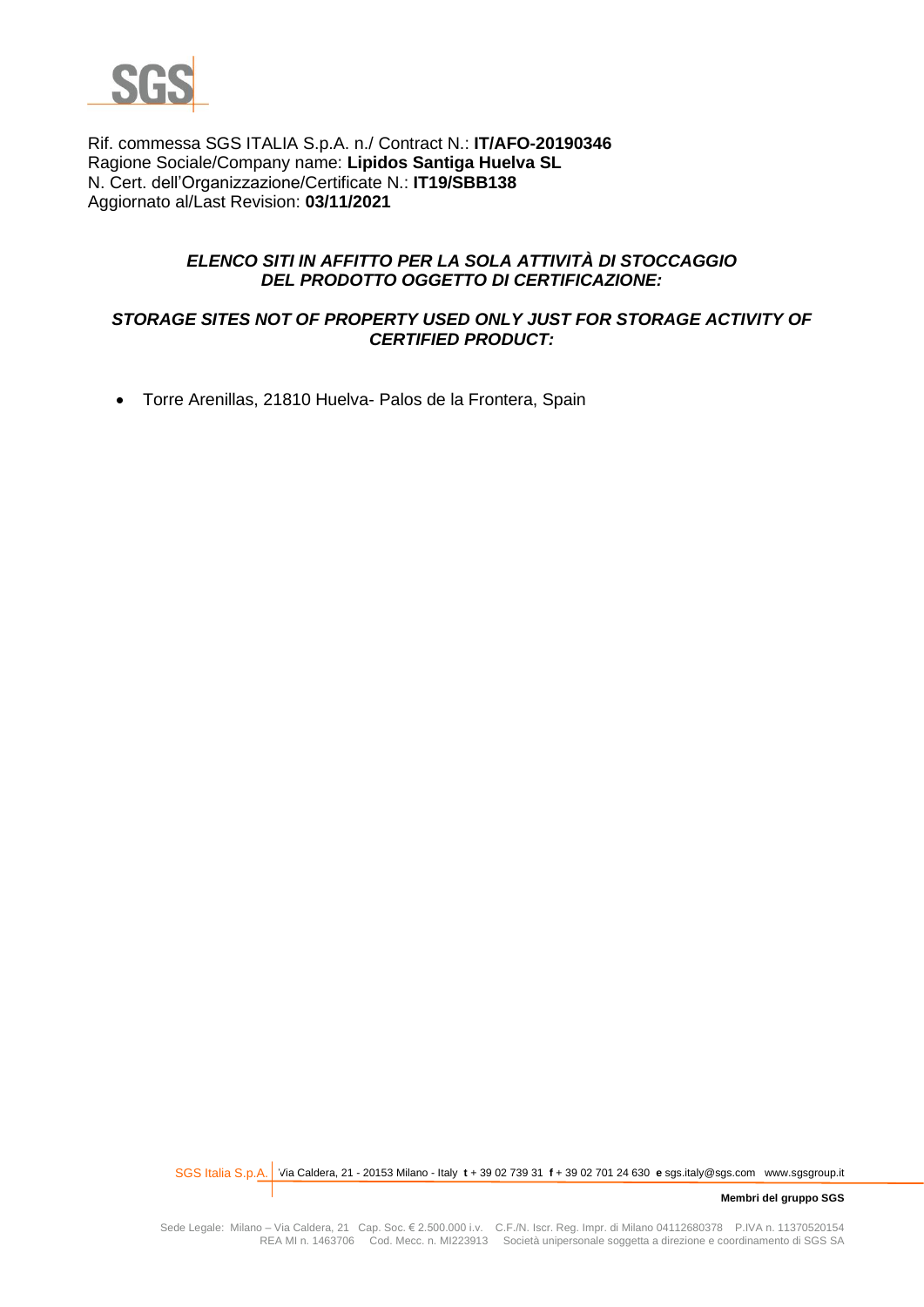Rif. commessa SGS ITALIA S.p.A. n./ Contract N.: **IT/AFO-20190346**
Ragione Sociale/Company name: **Lipidos Santiga Huelva SL**
N. Cert. dell'Organizzazione/Certificate N.: **IT19/SBB138**
Aggiornato al/Last Revision: **03/11/2021**

***ELENCO SITI IN AFFITTO PER LA SOLA ATTIVITÀ DI STOCCAGGIO DEL PRODOTTO OGGETTO DI CERTIFICAZIONE:***

***STORAGE SITES NOT OF PROPERTY USED ONLY JUST FOR STORAGE ACTIVITY OF CERTIFIED PRODUCT:***

- Torre Arenillas, 21810 Huelva- Palos de la Frontera, Spain